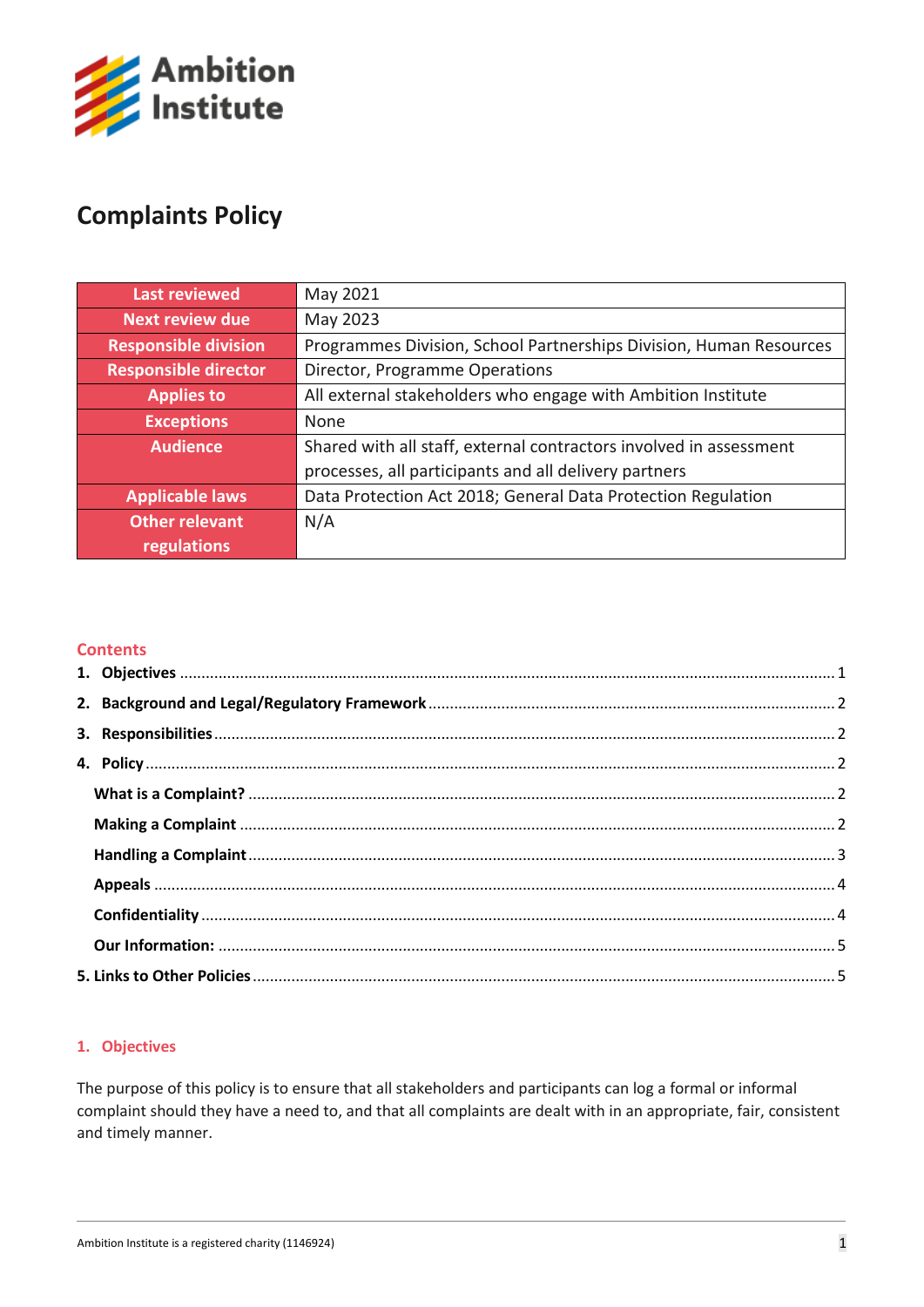Ambition Institute

# Complaints Policy

| | |
|---|---|
| **Last reviewed** | May 2021 |
| **Next review due** | May 2023 |
| **Responsible division** | Programmes Division, School Partnerships Division, Human Resources |
| **Responsible director** | Director, Programme Operations |
| **Applies to** | All external stakeholders who engage with Ambition Institute |
| **Exceptions** | None |
| **Audience** | Shared with all staff, external contractors involved in assessment processes, all participants and all delivery partners |
| **Applicable laws** | Data Protection Act 2018; General Data Protection Regulation |
| **Other relevant regulations** | N/A |

## Contents

1. **Objectives** ........ 1
2. **Background and Legal/Regulatory Framework** ........ 2
3. **Responsibilities** ........ 2
4. **Policy** ........ 2
   - **What is a Complaint?** ........ 2
   - **Making a Complaint** ........ 2
   - **Handling a Complaint** ........ 3
   - **Appeals** ........ 4
   - **Confidentiality** ........ 4
   - **Our Information:** ........ 5

**5. Links to Other Policies** ........ 5

## 1. Objectives

The purpose of this policy is to ensure that all stakeholders and participants can log a formal or informal complaint should they have a need to, and that all complaints are dealt with in an appropriate, fair, consistent and timely manner.

Ambition Institute is a registered charity (1146924)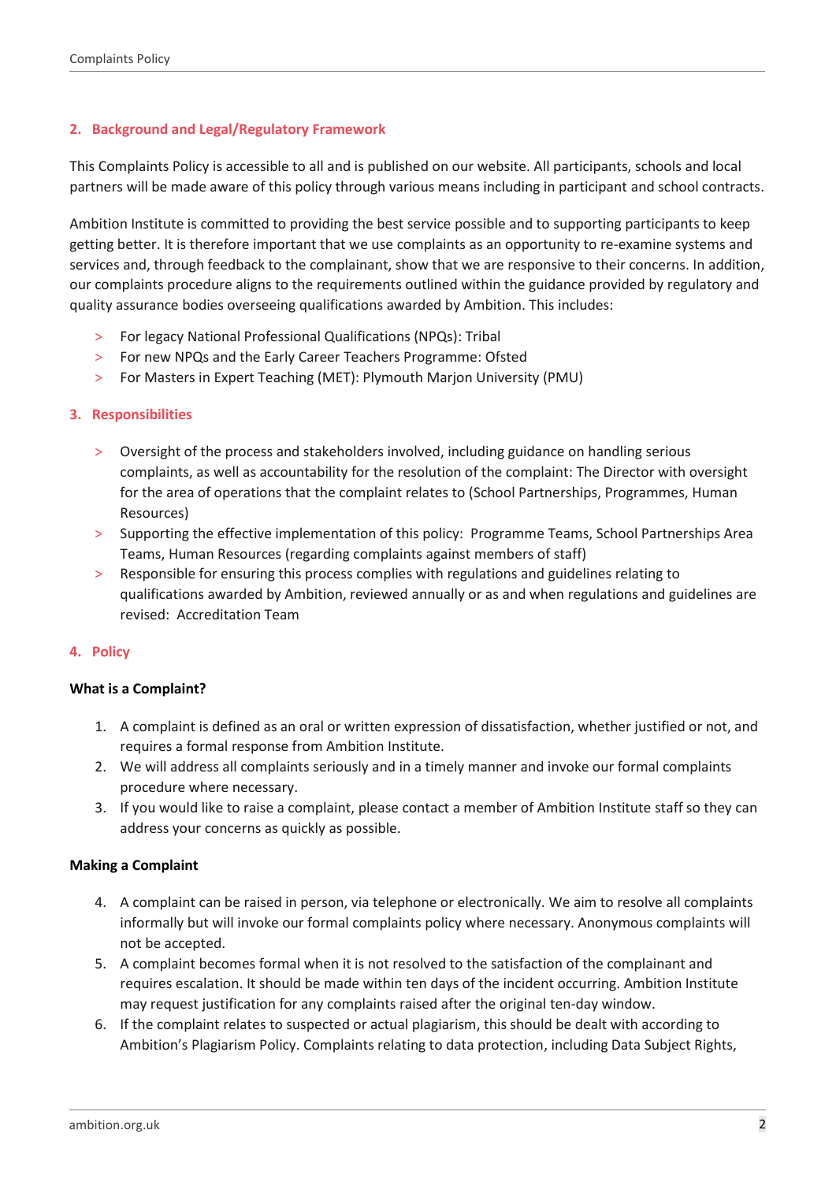## 2. Background and Legal/Regulatory Framework

This Complaints Policy is accessible to all and is published on our website. All participants, schools and local partners will be made aware of this policy through various means including in participant and school contracts.

Ambition Institute is committed to providing the best service possible and to supporting participants to keep getting better. It is therefore important that we use complaints as an opportunity to re-examine systems and services and, through feedback to the complainant, show that we are responsive to their concerns. In addition, our complaints procedure aligns to the requirements outlined within the guidance provided by regulatory and quality assurance bodies overseeing qualifications awarded by Ambition. This includes:

- For legacy National Professional Qualifications (NPQs): Tribal
- For new NPQs and the Early Career Teachers Programme: Ofsted
- For Masters in Expert Teaching (MET): Plymouth Marjon University (PMU)

## 3. Responsibilities

- Oversight of the process and stakeholders involved, including guidance on handling serious complaints, as well as accountability for the resolution of the complaint: The Director with oversight for the area of operations that the complaint relates to (School Partnerships, Programmes, Human Resources)
- Supporting the effective implementation of this policy: Programme Teams, School Partnerships Area Teams, Human Resources (regarding complaints against members of staff)
- Responsible for ensuring this process complies with regulations and guidelines relating to qualifications awarded by Ambition, reviewed annually or as and when regulations and guidelines are revised: Accreditation Team

## 4. Policy

**What is a Complaint?**

1. A complaint is defined as an oral or written expression of dissatisfaction, whether justified or not, and requires a formal response from Ambition Institute.
2. We will address all complaints seriously and in a timely manner and invoke our formal complaints procedure where necessary.
3. If you would like to raise a complaint, please contact a member of Ambition Institute staff so they can address your concerns as quickly as possible.

**Making a Complaint**

4. A complaint can be raised in person, via telephone or electronically. We aim to resolve all complaints informally but will invoke our formal complaints policy where necessary. Anonymous complaints will not be accepted.
5. A complaint becomes formal when it is not resolved to the satisfaction of the complainant and requires escalation. It should be made within ten days of the incident occurring. Ambition Institute may request justification for any complaints raised after the original ten-day window.
6. If the complaint relates to suspected or actual plagiarism, this should be dealt with according to Ambition's Plagiarism Policy. Complaints relating to data protection, including Data Subject Rights,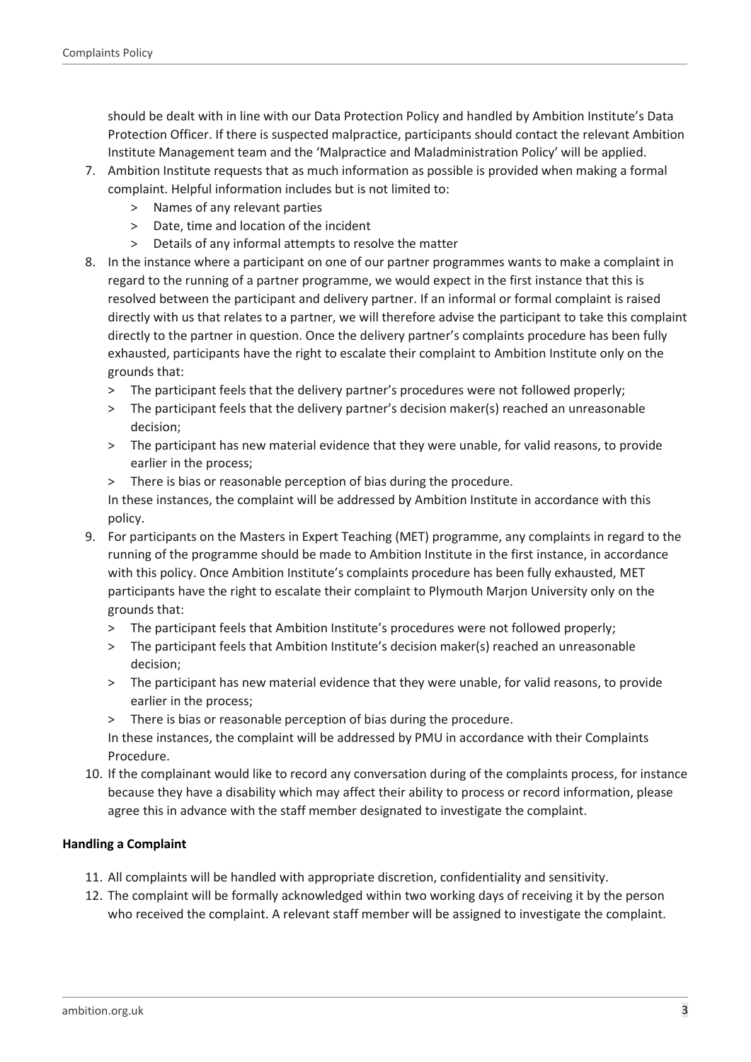should be dealt with in line with our Data Protection Policy and handled by Ambition Institute's Data Protection Officer. If there is suspected malpractice, participants should contact the relevant Ambition Institute Management team and the 'Malpractice and Maladministration Policy' will be applied.

7. Ambition Institute requests that as much information as possible is provided when making a formal complaint. Helpful information includes but is not limited to:
   > Names of any relevant parties
   > Date, time and location of the incident
   > Details of any informal attempts to resolve the matter
8. In the instance where a participant on one of our partner programmes wants to make a complaint in regard to the running of a partner programme, we would expect in the first instance that this is resolved between the participant and delivery partner. If an informal or formal complaint is raised directly with us that relates to a partner, we will therefore advise the participant to take this complaint directly to the partner in question. Once the delivery partner's complaints procedure has been fully exhausted, participants have the right to escalate their complaint to Ambition Institute only on the grounds that:
   > The participant feels that the delivery partner's procedures were not followed properly;
   > The participant feels that the delivery partner's decision maker(s) reached an unreasonable decision;
   > The participant has new material evidence that they were unable, for valid reasons, to provide earlier in the process;
   > There is bias or reasonable perception of bias during the procedure.

   In these instances, the complaint will be addressed by Ambition Institute in accordance with this policy.
9. For participants on the Masters in Expert Teaching (MET) programme, any complaints in regard to the running of the programme should be made to Ambition Institute in the first instance, in accordance with this policy. Once Ambition Institute's complaints procedure has been fully exhausted, MET participants have the right to escalate their complaint to Plymouth Marjon University only on the grounds that:
   > The participant feels that Ambition Institute's procedures were not followed properly;
   > The participant feels that Ambition Institute's decision maker(s) reached an unreasonable decision;
   > The participant has new material evidence that they were unable, for valid reasons, to provide earlier in the process;
   > There is bias or reasonable perception of bias during the procedure.

   In these instances, the complaint will be addressed by PMU in accordance with their Complaints Procedure.
10. If the complainant would like to record any conversation during of the complaints process, for instance because they have a disability which may affect their ability to process or record information, please agree this in advance with the staff member designated to investigate the complaint.

**Handling a Complaint**

11. All complaints will be handled with appropriate discretion, confidentiality and sensitivity.
12. The complaint will be formally acknowledged within two working days of receiving it by the person who received the complaint. A relevant staff member will be assigned to investigate the complaint.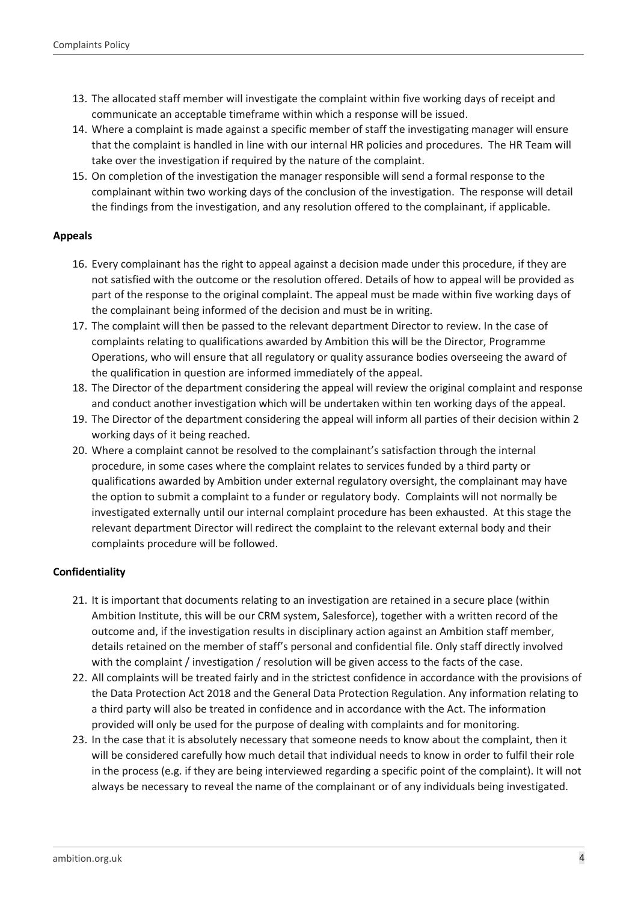13. The allocated staff member will investigate the complaint within five working days of receipt and communicate an acceptable timeframe within which a response will be issued.
14. Where a complaint is made against a specific member of staff the investigating manager will ensure that the complaint is handled in line with our internal HR policies and procedures. The HR Team will take over the investigation if required by the nature of the complaint.
15. On completion of the investigation the manager responsible will send a formal response to the complainant within two working days of the conclusion of the investigation. The response will detail the findings from the investigation, and any resolution offered to the complainant, if applicable.

**Appeals**

16. Every complainant has the right to appeal against a decision made under this procedure, if they are not satisfied with the outcome or the resolution offered. Details of how to appeal will be provided as part of the response to the original complaint. The appeal must be made within five working days of the complainant being informed of the decision and must be in writing.
17. The complaint will then be passed to the relevant department Director to review. In the case of complaints relating to qualifications awarded by Ambition this will be the Director, Programme Operations, who will ensure that all regulatory or quality assurance bodies overseeing the award of the qualification in question are informed immediately of the appeal.
18. The Director of the department considering the appeal will review the original complaint and response and conduct another investigation which will be undertaken within ten working days of the appeal.
19. The Director of the department considering the appeal will inform all parties of their decision within 2 working days of it being reached.
20. Where a complaint cannot be resolved to the complainant's satisfaction through the internal procedure, in some cases where the complaint relates to services funded by a third party or qualifications awarded by Ambition under external regulatory oversight, the complainant may have the option to submit a complaint to a funder or regulatory body. Complaints will not normally be investigated externally until our internal complaint procedure has been exhausted. At this stage the relevant department Director will redirect the complaint to the relevant external body and their complaints procedure will be followed.

**Confidentiality**

21. It is important that documents relating to an investigation are retained in a secure place (within Ambition Institute, this will be our CRM system, Salesforce), together with a written record of the outcome and, if the investigation results in disciplinary action against an Ambition staff member, details retained on the member of staff's personal and confidential file. Only staff directly involved with the complaint / investigation / resolution will be given access to the facts of the case.
22. All complaints will be treated fairly and in the strictest confidence in accordance with the provisions of the Data Protection Act 2018 and the General Data Protection Regulation. Any information relating to a third party will also be treated in confidence and in accordance with the Act. The information provided will only be used for the purpose of dealing with complaints and for monitoring.
23. In the case that it is absolutely necessary that someone needs to know about the complaint, then it will be considered carefully how much detail that individual needs to know in order to fulfil their role in the process (e.g. if they are being interviewed regarding a specific point of the complaint). It will not always be necessary to reveal the name of the complainant or of any individuals being investigated.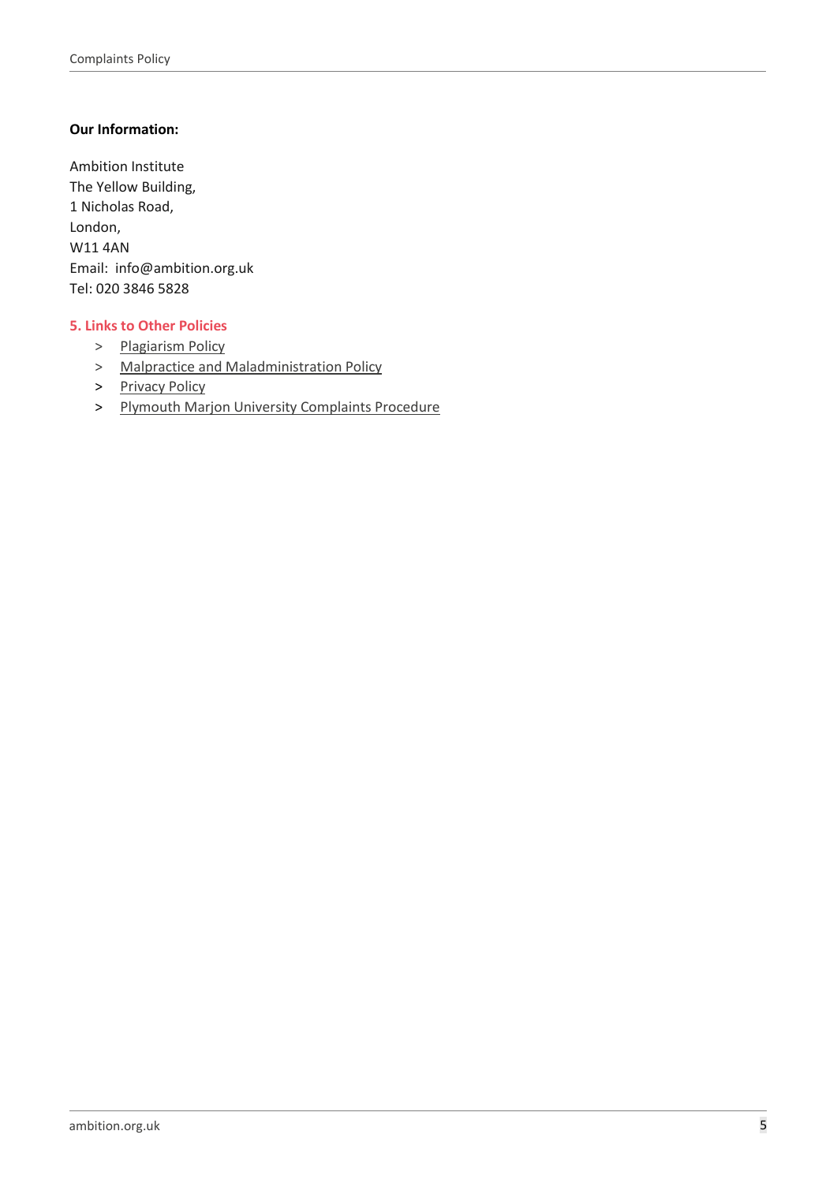**Our Information:**

Ambition Institute
The Yellow Building,
1 Nicholas Road,
London,
W11 4AN
Email: info@ambition.org.uk
Tel: 020 3846 5828

## 5. Links to Other Policies

- Plagiarism Policy
- Malpractice and Maladministration Policy
- Privacy Policy
- Plymouth Marjon University Complaints Procedure